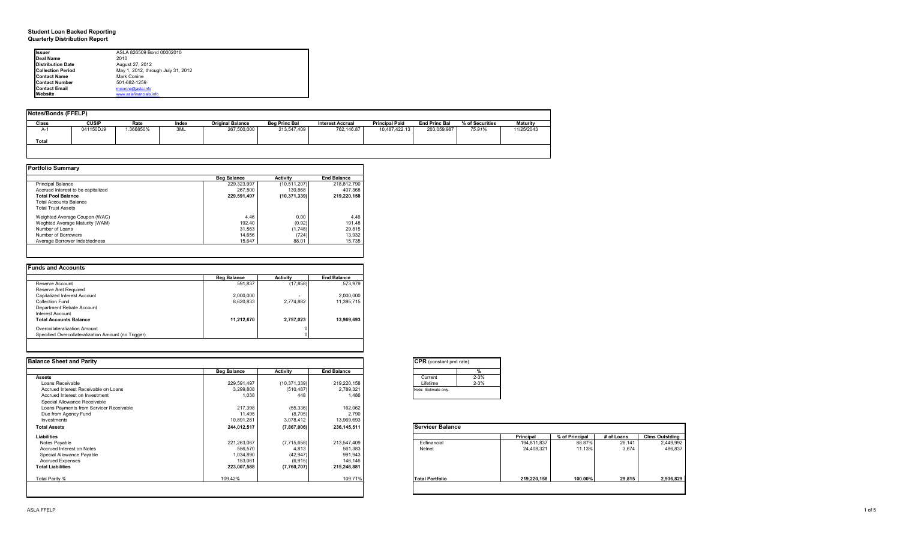# Student Loan Backed Reporting
## Quarterly Distribution Report

| | |
|---|---|
| **Issuer** | ASLA 826509 Bond 00002010 |
| **Deal Name** | 2010 |
| **Distribution Date** | August 27, 2012 |
| **Collection Period** | May 1, 2012, through July 31, 2012 |
| **Contact Name** | Mark Conine |
| **Contact Number** | 501-682-1259 |
| **Contact Email** | mconine@asla.info |
| **Website** | www.aslafinancials.info |

### Notes/Bonds (FFELP)

| Class | CUSIP | Rate | Index | Original Balance | Beg Princ Bal | Interest Accrual | Principal Paid | End Princ Bal | % of Securities | Maturity |
|---|---|---|---|---|---|---|---|---|---|---|
| A-1 | 041150DJ9 | 1.366850% | 3ML | 267,500,000 | 213,547,409 | 762,146.87 | 10,487,422.13 | 203,059,987 | 75.91% | 11/25/2043 |
| **Total** | | | | | | | | | | |

### Portfolio Summary

| | Beg Balance | Activity | End Balance |
|---|---|---|---|
| Principal Balance | 229,323,997 | (10,511,207) | 218,812,790 |
| Accrued Interest to be capitalized | 267,500 | 139,868 | 407,368 |
| **Total Pool Balance** | **229,591,497** | **(10,371,339)** | **219,220,158** |
| Total Accounts Balance | | | |
| Total Trust Assets | | | |
| Weighted Average Coupon (WAC) | 4.46 | 0.00 | 4.46 |
| Weghted Average Maturity (WAM) | 192.40 | (0.92) | 191.48 |
| Number of Loans | 31,563 | (1,748) | 29,815 |
| Number of Borrowers | 14,656 | (724) | 13,932 |
| Average Borrower Indebtedness | 15,647 | 88.01 | 15,735 |

### Funds and Accounts

| | Beg Balance | Activity | End Balance |
|---|---|---|---|
| Reserve Account | 591,837 | (17,858) | 573,979 |
| Reserve Amt Required | | | |
| Capitalized Interest Account | 2,000,000 | - | 2,000,000 |
| Collection Fund | 8,620,833 | 2,774,882 | 11,395,715 |
| Department Rebate Account | | | |
| Interest Account | | | |
| **Total Accounts Balance** | **11,212,670** | **2,757,023** | **13,969,693** |
| Overcollateralization Amount | | 0 | |
| Specified Overcollateralization Amount (no Trigger) | | 0 | |

### Balance Sheet and Parity

| | Beg Balance | Activity | End Balance |
|---|---|---|---|
| **Assets** | | | |
| Loans Receivable | 229,591,497 | (10,371,339) | 219,220,158 |
| Accrued Interest Receivable on Loans | 3,299,808 | (510,487) | 2,789,321 |
| Accrued Interest on Investment | 1,038 | 448 | 1,486 |
| Special Allowance Receivable | | | |
| Loans Payments from Servicer Receivable | 217,398 | (55,336) | 162,062 |
| Due from Agency Fund | 11,495 | (8,705) | 2,790 |
| Investments | 10,891,281 | 3,078,412 | 13,969,693 |
| **Total Assets** | **244,012,517** | **(7,867,006)** | **236,145,511** |
| **Liabilities** | | | |
| Notes Payable | 221,263,067 | (7,715,658) | 213,547,409 |
| Accrued Interest on Notes | 556,570 | 4,813 | 561,383 |
| Special Allowance Payable | 1,034,890 | (42,947) | 991,943 |
| Accrued Expenses | 153,061 | (6,915) | 146,146 |
| **Total Liabilities** | **223,007,588** | **(7,760,707)** | **215,246,881** |
| Total Parity % | 109.42% | | 109.71% |

### CPR (constant pmt rate)

| | % |
|---|---|
| Current | 2-3% |
| Lifetime | 2-3% |

Note: Estimate only.

### Servicer Balance

| | Principal | % of Principal | # of Loans | Clms Outstding |
|---|---|---|---|---|
| Edfinancial | 194,811,837 | 88.87% | 26,141 | 2,449,992 |
| Nelnet | 24,408,321 | 11.13% | 3,674 | 486,837 |
| **Total Portfolio** | **219,220,158** | **100.00%** | **29,815** | **2,936,829** |

ASLA FFELP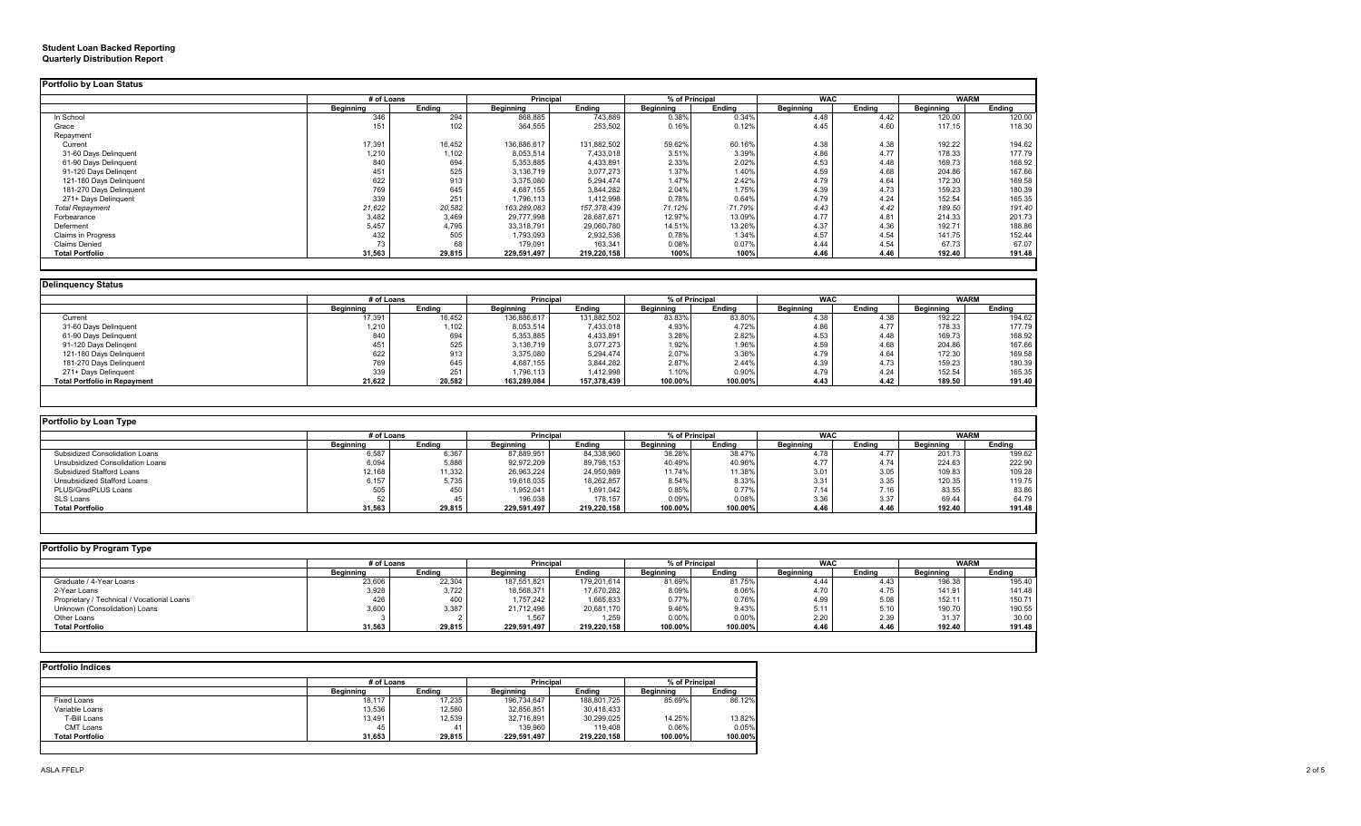**Student Loan Backed Reporting**
**Quarterly Distribution Report**

## Portfolio by Loan Status

| | # of Loans | | Principal | | % of Principal | | WAC | | WARM | |
|---|---|---|---|---|---|---|---|---|---|---|
| | Beginning | Ending | Beginning | Ending | Beginning | Ending | Beginning | Ending | Beginning | Ending |
| In School | 346 | 294 | 868,885 | 743,889 | 0.38% | 0.34% | 4.48 | 4.42 | 120.00 | 120.00 |
| Grace | 151 | 102 | 364,555 | 253,502 | 0.16% | 0.12% | 4.45 | 4.60 | 117.15 | 118.30 |
| Repayment | | | | | | | | | | |
| Current | 17,391 | 16,452 | 136,886,617 | 131,882,502 | 59.62% | 60.16% | 4.38 | 4.38 | 192.22 | 194.62 |
| 31-60 Days Delinquent | 1,210 | 1,102 | 8,053,514 | 7,433,018 | 3.51% | 3.39% | 4.86 | 4.77 | 178.33 | 177.79 |
| 61-90 Days Delinquent | 840 | 694 | 5,353,885 | 4,433,891 | 2.33% | 2.02% | 4.53 | 4.48 | 169.73 | 168.92 |
| 91-120 Days Delinqent | 451 | 525 | 3,136,719 | 3,077,273 | 1.37% | 1.40% | 4.59 | 4.68 | 204.86 | 167.66 |
| 121-180 Days Delinquent | 622 | 913 | 3,375,080 | 5,294,474 | 1.47% | 2.42% | 4.79 | 4.64 | 172.30 | 169.58 |
| 181-270 Days Delinquent | 769 | 645 | 4,687,155 | 3,844,282 | 2.04% | 1.75% | 4.39 | 4.73 | 159.23 | 180.39 |
| 271+ Days Delinquent | 339 | 251 | 1,796,113 | 1,412,998 | 0.78% | 0.64% | 4.79 | 4.24 | 152.54 | 165.35 |
| *Total Repayment* | *21,622* | *20,582* | *163,289,083* | *157,378,439* | *71.12%* | *71.79%* | *4.43* | *4.42* | *189.50* | *191.40* |
| Forbearance | 3,482 | 3,469 | 29,777,998 | 28,687,671 | 12.97% | 13.09% | 4.77 | 4.81 | 214.33 | 201.73 |
| Deferment | 5,457 | 4,795 | 33,318,791 | 29,060,780 | 14.51% | 13.26% | 4.37 | 4.36 | 192.71 | 188.86 |
| Claims in Progress | 432 | 505 | 1,793,093 | 2,932,536 | 0.78% | 1.34% | 4.57 | 4.54 | 141.75 | 152.44 |
| Claims Denied | 73 | 68 | 179,091 | 163,341 | 0.08% | 0.07% | 4.44 | 4.54 | 67.73 | 67.07 |
| **Total Portfolio** | **31,563** | **29,815** | **229,591,497** | **219,220,158** | **100%** | **100%** | **4.46** | **4.46** | **192.40** | **191.48** |

## Delinquency Status

| | # of Loans | | Principal | | % of Principal | | WAC | | WARM | |
|---|---|---|---|---|---|---|---|---|---|---|
| | Beginning | Ending | Beginning | Ending | Beginning | Ending | Beginning | Ending | Beginning | Ending |
| Current | 17,391 | 16,452 | 136,886,617 | 131,882,502 | 83.83% | 83.80% | 4.38 | 4.38 | 192.22 | 194.62 |
| 31-60 Days Delinquent | 1,210 | 1,102 | 8,053,514 | 7,433,018 | 4.93% | 4.72% | 4.86 | 4.77 | 178.33 | 177.79 |
| 61-90 Days Delinquent | 840 | 694 | 5,353,885 | 4,433,891 | 3.28% | 2.82% | 4.53 | 4.48 | 169.73 | 168.92 |
| 91-120 Days Delinqent | 451 | 525 | 3,136,719 | 3,077,273 | 1.92% | 1.96% | 4.59 | 4.68 | 204.86 | 167.66 |
| 121-180 Days Delinquent | 622 | 913 | 3,375,080 | 5,294,474 | 2.07% | 3.36% | 4.79 | 4.64 | 172.30 | 169.58 |
| 181-270 Days Delinquent | 769 | 645 | 4,687,155 | 3,844,282 | 2.87% | 2.44% | 4.39 | 4.73 | 159.23 | 180.39 |
| 271+ Days Delinquent | 339 | 251 | 1,796,113 | 1,412,998 | 1.10% | 0.90% | 4.79 | 4.24 | 152.54 | 165.35 |
| **Total Portfolio in Repayment** | **21,622** | **20,582** | **163,289,084** | **157,378,439** | **100.00%** | **100.00%** | **4.43** | **4.42** | **189.50** | **191.40** |

## Portfolio by Loan Type

| | # of Loans | | Principal | | % of Principal | | WAC | | WARM | |
|---|---|---|---|---|---|---|---|---|---|---|
| | Beginning | Ending | Beginning | Ending | Beginning | Ending | Beginning | Ending | Beginning | Ending |
| Subsidized Consolidation Loans | 6,587 | 6,367 | 87,889,951 | 84,338,960 | 38.28% | 38.47% | 4.78 | 4.77 | 201.73 | 199.62 |
| Unsubsidized Consolidation Loans | 6,094 | 5,886 | 92,972,209 | 89,798,153 | 40.49% | 40.96% | 4.77 | 4.74 | 224.63 | 222.90 |
| Subsidized Stafford Loans | 12,168 | 11,332 | 26,963,224 | 24,950,989 | 11.74% | 11.38% | 3.01 | 3.05 | 109.83 | 109.28 |
| Unsubsidized Stafford Loans | 6,157 | 5,735 | 19,618,035 | 18,262,857 | 8.54% | 8.33% | 3.31 | 3.35 | 120.35 | 119.75 |
| PLUS/GradPLUS Loans | 505 | 450 | 1,952,041 | 1,691,042 | 0.85% | 0.77% | 7.14 | 7.16 | 83.55 | 83.86 |
| SLS Loans | 52 | 45 | 196,038 | 178,157 | 0.09% | 0.08% | 3.36 | 3.37 | 69.44 | 64.79 |
| **Total Portfolio** | **31,563** | **29,815** | **229,591,497** | **219,220,158** | **100.00%** | **100.00%** | **4.46** | **4.46** | **192.40** | **191.48** |

## Portfolio by Program Type

| | # of Loans | | Principal | | % of Principal | | WAC | | WARM | |
|---|---|---|---|---|---|---|---|---|---|---|
| | Beginning | Ending | Beginning | Ending | Beginning | Ending | Beginning | Ending | Beginning | Ending |
| Graduate / 4-Year Loans | 23,606 | 22,304 | 187,551,821 | 179,201,614 | 81.69% | 81.75% | 4.44 | 4.43 | 196.38 | 195.40 |
| 2-Year Loans | 3,928 | 3,722 | 18,568,371 | 17,670,282 | 8.09% | 8.06% | 4.70 | 4.75 | 141.91 | 141.48 |
| Proprietary / Technical / Vocational Loans | 426 | 400 | 1,757,242 | 1,665,833 | 0.77% | 0.76% | 4.99 | 5.08 | 152.11 | 150.71 |
| Unknown (Consolidation) Loans | 3,600 | 3,387 | 21,712,496 | 20,681,170 | 9.46% | 9.43% | 5.11 | 5.10 | 190.70 | 190.55 |
| Other Loans | 3 | 2 | 1,567 | 1,259 | 0.00% | 0.00% | 2.20 | 2.39 | 31.37 | 30.00 |
| **Total Portfolio** | **31,563** | **29,815** | **229,591,497** | **219,220,158** | **100.00%** | **100.00%** | **4.46** | **4.46** | **192.40** | **191.48** |

## Portfolio Indices

| | # of Loans | | Principal | | % of Principal | |
|---|---|---|---|---|---|---|
| | Beginning | Ending | Beginning | Ending | Beginning | Ending |
| Fixed Loans | 18,117 | 17,235 | 196,734,647 | 188,801,725 | 85.69% | 86.12% |
| Variable Loans | 13,536 | 12,580 | 32,856,851 | 30,418,433 | | |
| T-Bill Loans | 13,491 | 12,539 | 32,716,891 | 30,299,025 | 14.25% | 13.82% |
| CMT Loans | 45 | 41 | 139,960 | 119,408 | 0.06% | 0.05% |
| **Total Portfolio** | **31,653** | **29,815** | **229,591,497** | **219,220,158** | **100.00%** | **100.00%** |

ASLA FFELP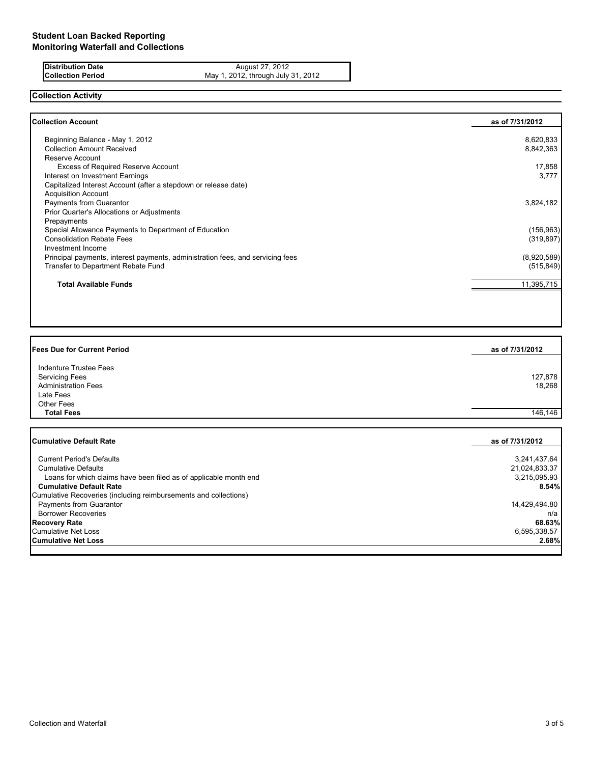# Student Loan Backed Reporting
## Monitoring Waterfall and Collections

| | |
|---|---|
| **Distribution Date** | August 27, 2012 |
| **Collection Period** | May 1, 2012, through July 31, 2012 |

## Collection Activity

| **Collection Account** | **as of 7/31/2012** |
|---|---|
| Beginning Balance - May 1, 2012 | 8,620,833 |
| Collection Amount Received | 8,842,363 |
| Reserve Account | |
| Excess of Required Reserve Account | 17,858 |
| Interest on Investment Earnings | 3,777 |
| Capitalized Interest Account (after a stepdown or release date) | |
| Acquisition Account | |
| Payments from Guarantor | 3,824,182 |
| Prior Quarter's Allocations or Adjustments | |
| Prepayments | |
| Special Allowance Payments to Department of Education | (156,963) |
| Consolidation Rebate Fees | (319,897) |
| Investment Income | |
| Principal payments, interest payments, administration fees, and servicing fees | (8,920,589) |
| Transfer to Department Rebate Fund | (515,849) |
| **Total Available Funds** | 11,395,715 |

| **Fees Due for Current Period** | **as of 7/31/2012** |
|---|---|
| Indenture Trustee Fees | |
| Servicing Fees | 127,878 |
| Administration Fees | 18,268 |
| Late Fees | |
| Other Fees | |
| **Total Fees** | 146,146 |

| **Cumulative Default Rate** | **as of 7/31/2012** |
|---|---|
| Current Period's Defaults | 3,241,437.64 |
| Cumulative Defaults | 21,024,833.37 |
| Loans for which claims have been filed as of applicable month end | 3,215,095.93 |
| **Cumulative Default Rate** | **8.54%** |
| Cumulative Recoveries (including reimbursements and collections) | |
| Payments from Guarantor | 14,429,494.80 |
| Borrower Recoveries | n/a |
| **Recovery Rate** | **68.63%** |
| Cumulative Net Loss | 6,595,338.57 |
| **Cumulative Net Loss** | **2.68%** |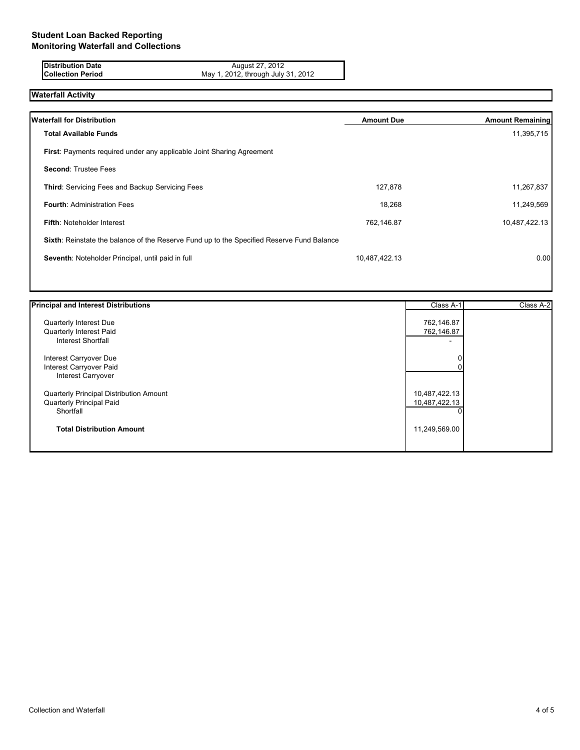## Student Loan Backed Reporting
## Monitoring Waterfall and Collections

| | |
|---|---|
| **Distribution Date** | August 27, 2012 |
| **Collection Period** | May 1, 2012, through July 31, 2012 |

### Waterfall Activity

| Waterfall for Distribution | Amount Due | Amount Remaining |
|---|---|---|
| **Total Available Funds** | | 11,395,715 |
| **First**: Payments required under any applicable Joint Sharing Agreement | | |
| **Second**: Trustee Fees | | |
| **Third**: Servicing Fees and Backup Servicing Fees | 127,878 | 11,267,837 |
| **Fourth**: Administration Fees | 18,268 | 11,249,569 |
| **Fifth**: Noteholder Interest | 762,146.87 | 10,487,422.13 |
| **Sixth**: Reinstate the balance of the Reserve Fund up to the Specified Reserve Fund Balance | | |
| **Seventh**: Noteholder Principal, until paid in full | 10,487,422.13 | 0.00 |

| Principal and Interest Distributions | Class A-1 | Class A-2 |
|---|---|---|
| Quarterly Interest Due | 762,146.87 | |
| Quarterly Interest Paid | 762,146.87 | |
| Interest Shortfall | - | |
| Interest Carryover Due | 0 | |
| Interest Carryover Paid | 0 | |
| Interest Carryover | | |
| Quarterly Principal Distribution Amount | 10,487,422.13 | |
| Quarterly Principal Paid | 10,487,422.13 | |
| Shortfall | 0 | |
| **Total Distribution Amount** | 11,249,569.00 | |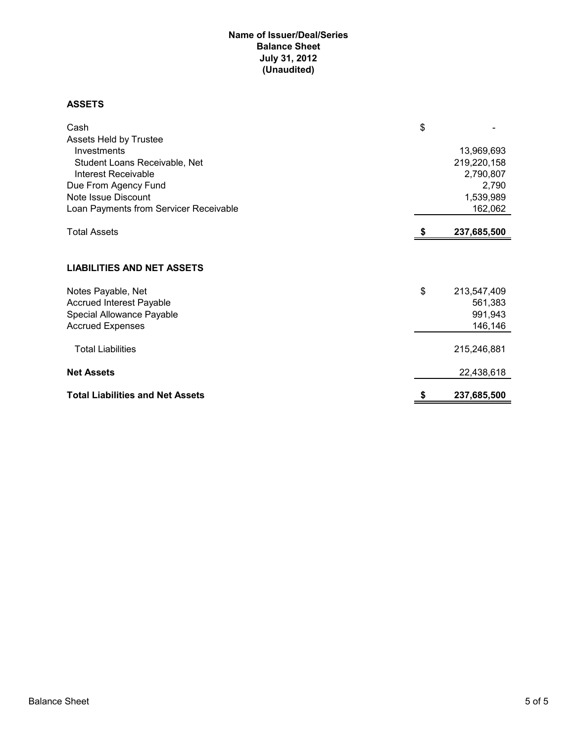**Name of Issuer/Deal/Series**
**Balance Sheet**
**July 31, 2012**
**(Unaudited)**

**ASSETS**

| | | |
|---|---|---|
| Cash | $ | - |
| Assets Held by Trustee | | |
| Investments | | 13,969,693 |
| Student Loans Receivable, Net | | 219,220,158 |
| Interest Receivable | | 2,790,807 |
| Due From Agency Fund | | 2,790 |
| Note Issue Discount | | 1,539,989 |
| Loan Payments from Servicer Receivable | | 162,062 |
| Total Assets | **$** | **237,685,500** |

**LIABILITIES AND NET ASSETS**

| | | |
|---|---|---|
| Notes Payable, Net | $ | 213,547,409 |
| Accrued Interest Payable | | 561,383 |
| Special Allowance Payable | | 991,943 |
| Accrued Expenses | | 146,146 |
| Total Liabilities | | 215,246,881 |
| **Net Assets** | | 22,438,618 |
| **Total Liabilities and Net Assets** | **$** | **237,685,500** |